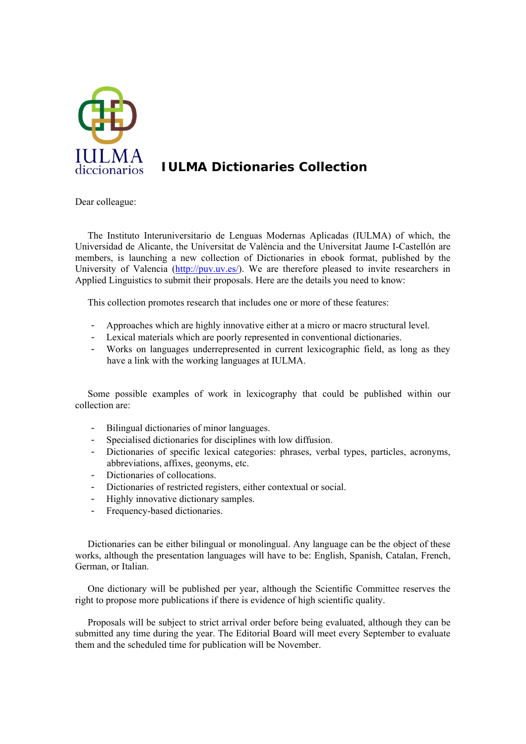# IULMA Dictionaries Collection

Dear colleague:

The Instituto Interuniversitario de Lenguas Modernas Aplicadas (IULMA) of which, the Universidad de Alicante, the Universitat de València and the Universitat Jaume I-Castellón are members, is launching a new collection of Dictionaries in ebook format, published by the University of Valencia (http://puv.uv.es/). We are therefore pleased to invite researchers in Applied Linguistics to submit their proposals. Here are the details you need to know:

This collection promotes research that includes one or more of these features:

- Approaches which are highly innovative either at a micro or macro structural level.
- Lexical materials which are poorly represented in conventional dictionaries.
- Works on languages underrepresented in current lexicographic field, as long as they have a link with the working languages at IULMA.

Some possible examples of work in lexicography that could be published within our collection are:

- Bilingual dictionaries of minor languages.
- Specialised dictionaries for disciplines with low diffusion.
- Dictionaries of specific lexical categories: phrases, verbal types, particles, acronyms, abbreviations, affixes, geonyms, etc.
- Dictionaries of collocations.
- Dictionaries of restricted registers, either contextual or social.
- Highly innovative dictionary samples.
- Frequency-based dictionaries.

Dictionaries can be either bilingual or monolingual. Any language can be the object of these works, although the presentation languages will have to be: English, Spanish, Catalan, French, German, or Italian.

One dictionary will be published per year, although the Scientific Committee reserves the right to propose more publications if there is evidence of high scientific quality.

Proposals will be subject to strict arrival order before being evaluated, although they can be submitted any time during the year. The Editorial Board will meet every September to evaluate them and the scheduled time for publication will be November.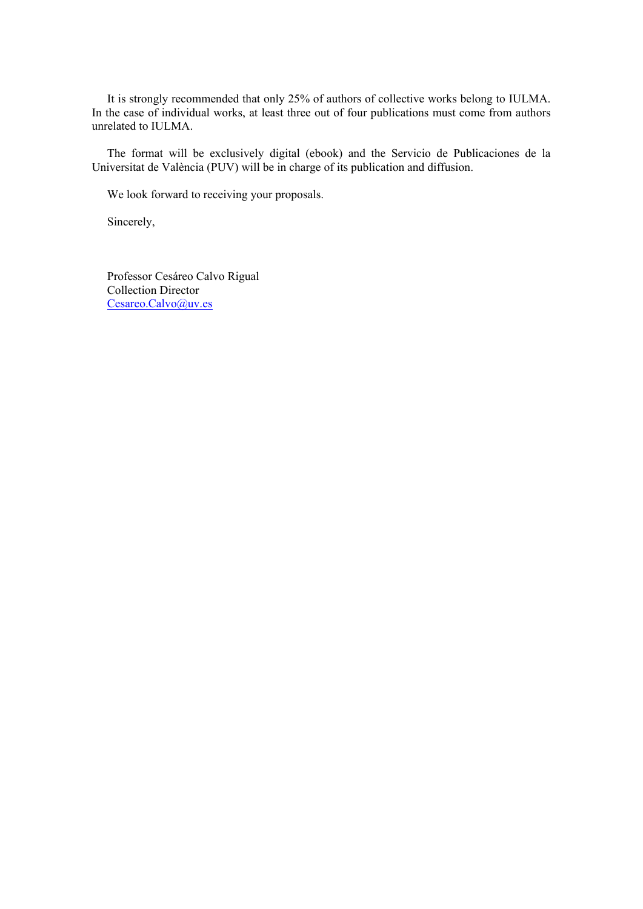It is strongly recommended that only 25% of authors of collective works belong to IULMA. In the case of individual works, at least three out of four publications must come from authors unrelated to IULMA.

The format will be exclusively digital (ebook) and the Servicio de Publicaciones de la Universitat de València (PUV) will be in charge of its publication and diffusion.

We look forward to receiving your proposals.

Sincerely,

Professor Cesáreo Calvo Rigual  
Collection Director  
Cesareo.Calvo@uv.es